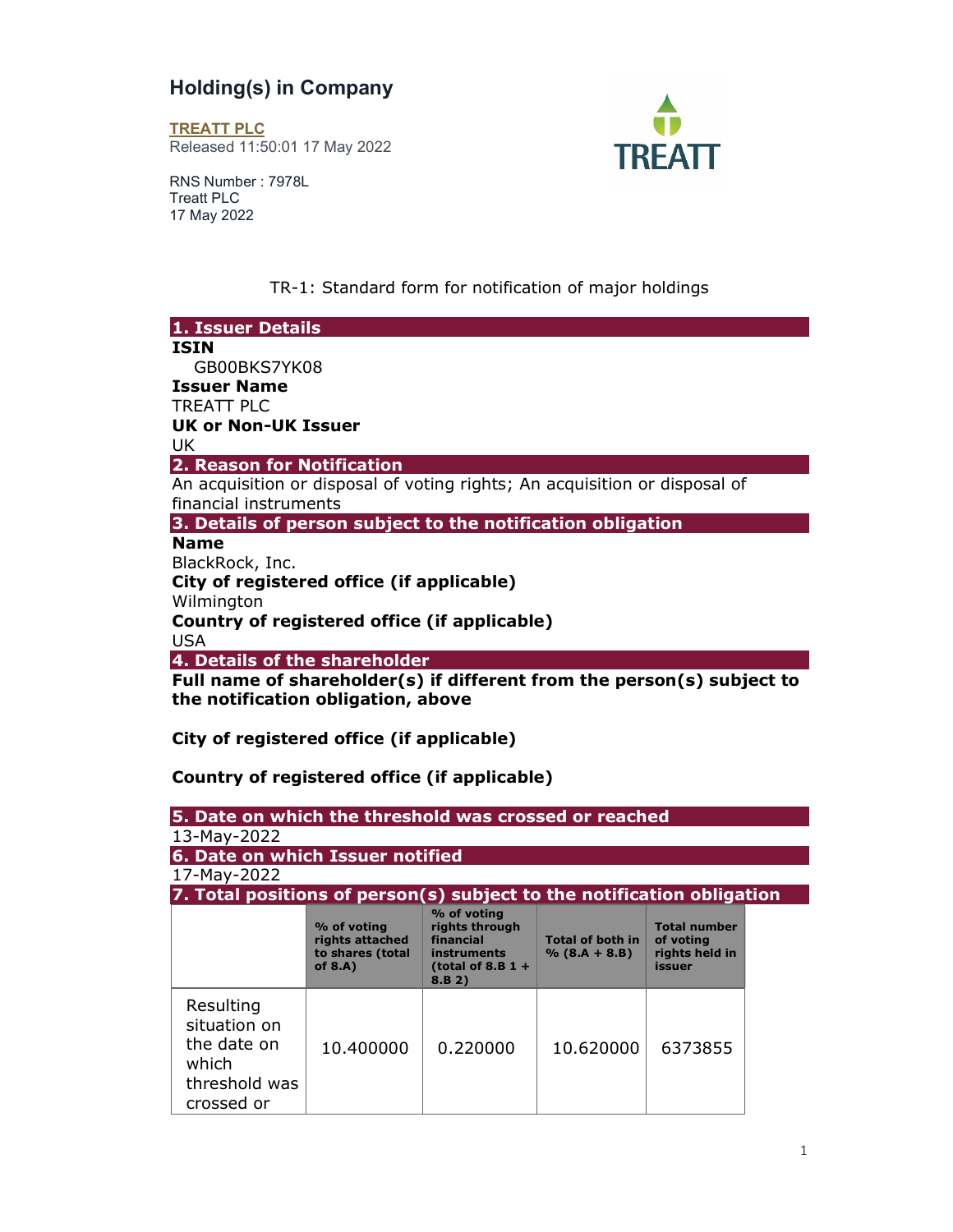# Holding(s) in Company

**TREATT PLC**
Released 11:50:01 17 May 2022

RNS Number : 7978L
Treatt PLC
17 May 2022

TR-1: Standard form for notification of major holdings

## 1. Issuer Details

**ISIN**

GB00BKS7YK08

**Issuer Name**

TREATT PLC

**UK or Non-UK Issuer**

UK

## 2. Reason for Notification

An acquisition or disposal of voting rights; An acquisition or disposal of financial instruments

## 3. Details of person subject to the notification obligation

**Name**

BlackRock, Inc.

**City of registered office (if applicable)**

Wilmington

**Country of registered office (if applicable)**

USA

## 4. Details of the shareholder

**Full name of shareholder(s) if different from the person(s) subject to the notification obligation, above**

**City of registered office (if applicable)**

**Country of registered office (if applicable)**

## 5. Date on which the threshold was crossed or reached

13-May-2022

## 6. Date on which Issuer notified

17-May-2022

## 7. Total positions of person(s) subject to the notification obligation

| | % of voting rights attached to shares (total of 8.A) | % of voting rights through financial instruments (total of 8.B 1 + 8.B 2) | Total of both in % (8.A + 8.B) | Total number of voting rights held in issuer |
|---|---|---|---|---|
| Resulting situation on the date on which threshold was crossed or | 10.400000 | 0.220000 | 10.620000 | 6373855 |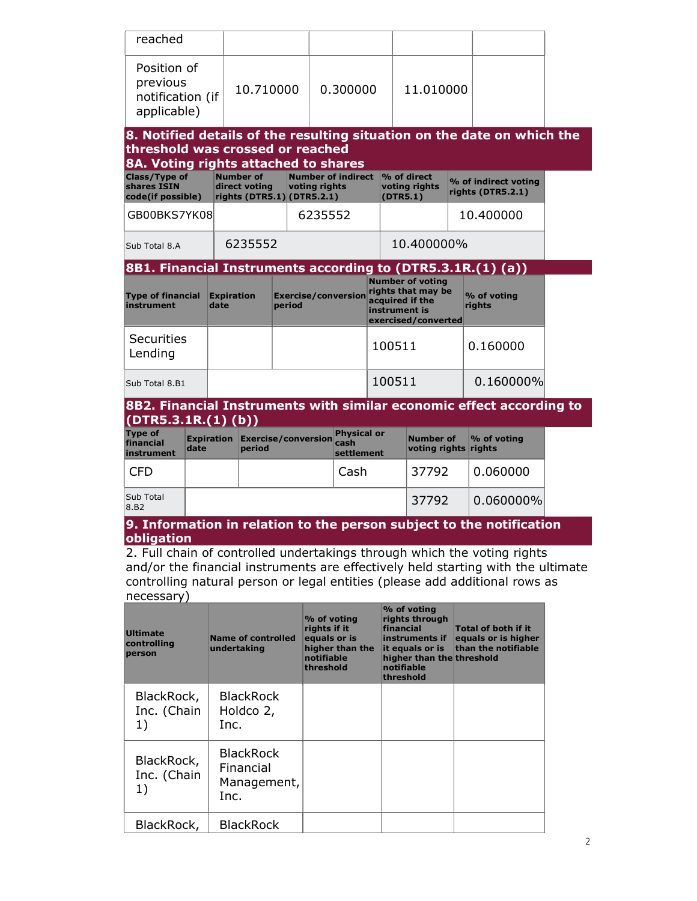| reached | | | | |
|---|---|---|---|---|
| Position of previous notification (if applicable) | 10.710000 | 0.300000 | 11.010000 | |

## 8. Notified details of the resulting situation on the date on which the threshold was crossed or reached

### 8A. Voting rights attached to shares

| Class/Type of shares ISIN code(if possible) | Number of direct voting rights (DTR5.1) | Number of indirect voting rights (DTR5.2.1) | % of direct voting rights (DTR5.1) | % of indirect voting rights (DTR5.2.1) |
|---|---|---|---|---|
| GB00BKS7YK08 | | 6235552 | | 10.400000 |
| Sub Total 8.A | 6235552 | | 10.400000% | |

### 8B1. Financial Instruments according to (DTR5.3.1R.(1) (a))

| Type of financial instrument | Expiration date | Exercise/conversion period | Number of voting rights that may be acquired if the instrument is exercised/converted | % of voting rights |
|---|---|---|---|---|
| Securities Lending | | | 100511 | 0.160000 |
| Sub Total 8.B1 | | | 100511 | 0.160000% |

### 8B2. Financial Instruments with similar economic effect according to (DTR5.3.1R.(1) (b))

| Type of financial instrument | Expiration date | Exercise/conversion period | Physical or cash settlement | Number of voting rights | % of voting rights |
|---|---|---|---|---|---|
| CFD | | | Cash | 37792 | 0.060000 |
| Sub Total 8.B2 | | | | 37792 | 0.060000% |

## 9. Information in relation to the person subject to the notification obligation

2. Full chain of controlled undertakings through which the voting rights and/or the financial instruments are effectively held starting with the ultimate controlling natural person or legal entities (please add additional rows as necessary)

| Ultimate controlling person | Name of controlled undertaking | % of voting rights if it equals or is higher than the notifiable threshold | % of voting rights through financial instruments if it equals or is higher than the notifiable threshold | Total of both if it equals or is higher than the notifiable threshold |
|---|---|---|---|---|
| BlackRock, Inc. (Chain 1) | BlackRock Holdco 2, Inc. | | | |
| BlackRock, Inc. (Chain 1) | BlackRock Financial Management, Inc. | | | |
| BlackRock, | BlackRock | | | |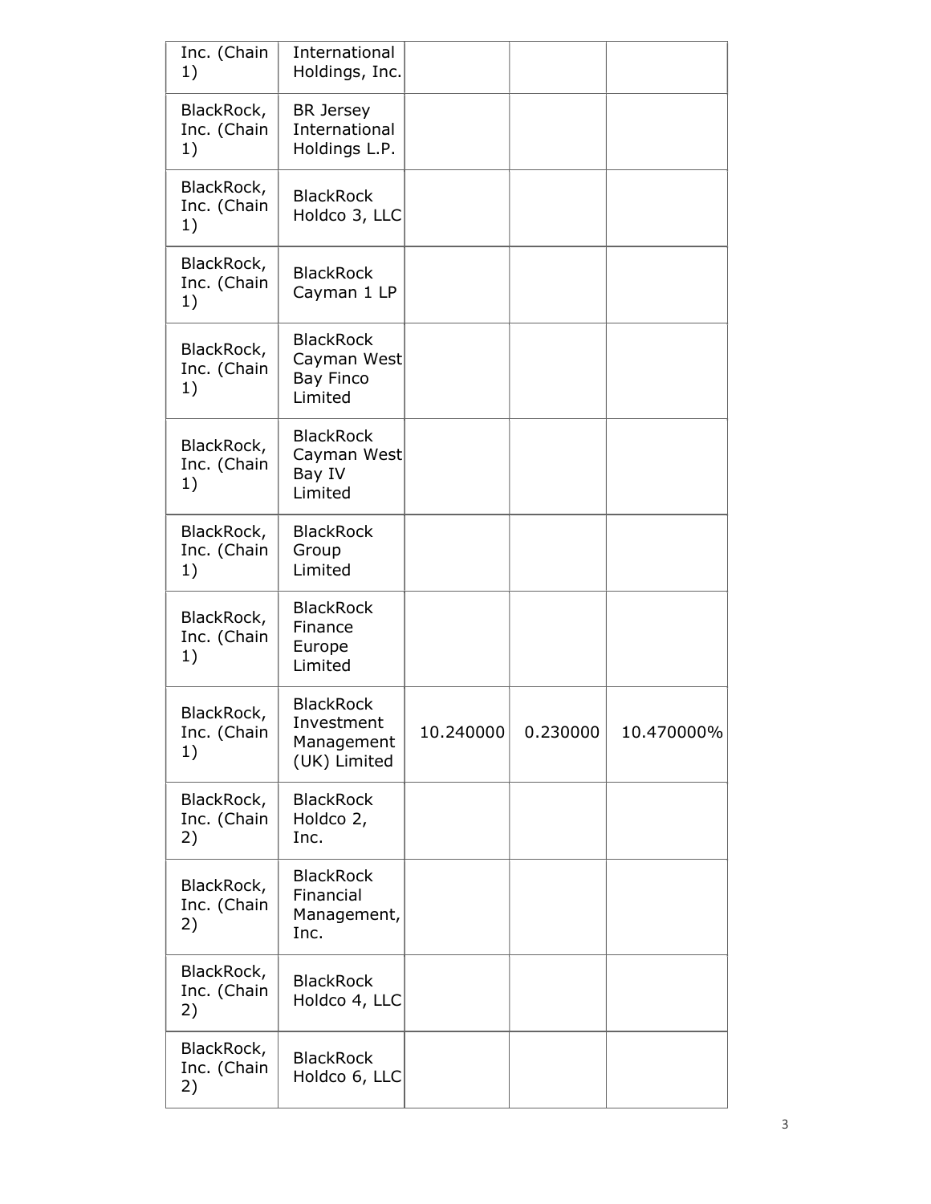| | | | | |
|---|---|---|---|---|
| Inc. (Chain 1) | International Holdings, Inc. | | | |
| BlackRock, Inc. (Chain 1) | BR Jersey International Holdings L.P. | | | |
| BlackRock, Inc. (Chain 1) | BlackRock Holdco 3, LLC | | | |
| BlackRock, Inc. (Chain 1) | BlackRock Cayman 1 LP | | | |
| BlackRock, Inc. (Chain 1) | BlackRock Cayman West Bay Finco Limited | | | |
| BlackRock, Inc. (Chain 1) | BlackRock Cayman West Bay IV Limited | | | |
| BlackRock, Inc. (Chain 1) | BlackRock Group Limited | | | |
| BlackRock, Inc. (Chain 1) | BlackRock Finance Europe Limited | | | |
| BlackRock, Inc. (Chain 1) | BlackRock Investment Management (UK) Limited | 10.240000 | 0.230000 | 10.470000% |
| BlackRock, Inc. (Chain 2) | BlackRock Holdco 2, Inc. | | | |
| BlackRock, Inc. (Chain 2) | BlackRock Financial Management, Inc. | | | |
| BlackRock, Inc. (Chain 2) | BlackRock Holdco 4, LLC | | | |
| BlackRock, Inc. (Chain 2) | BlackRock Holdco 6, LLC | | | |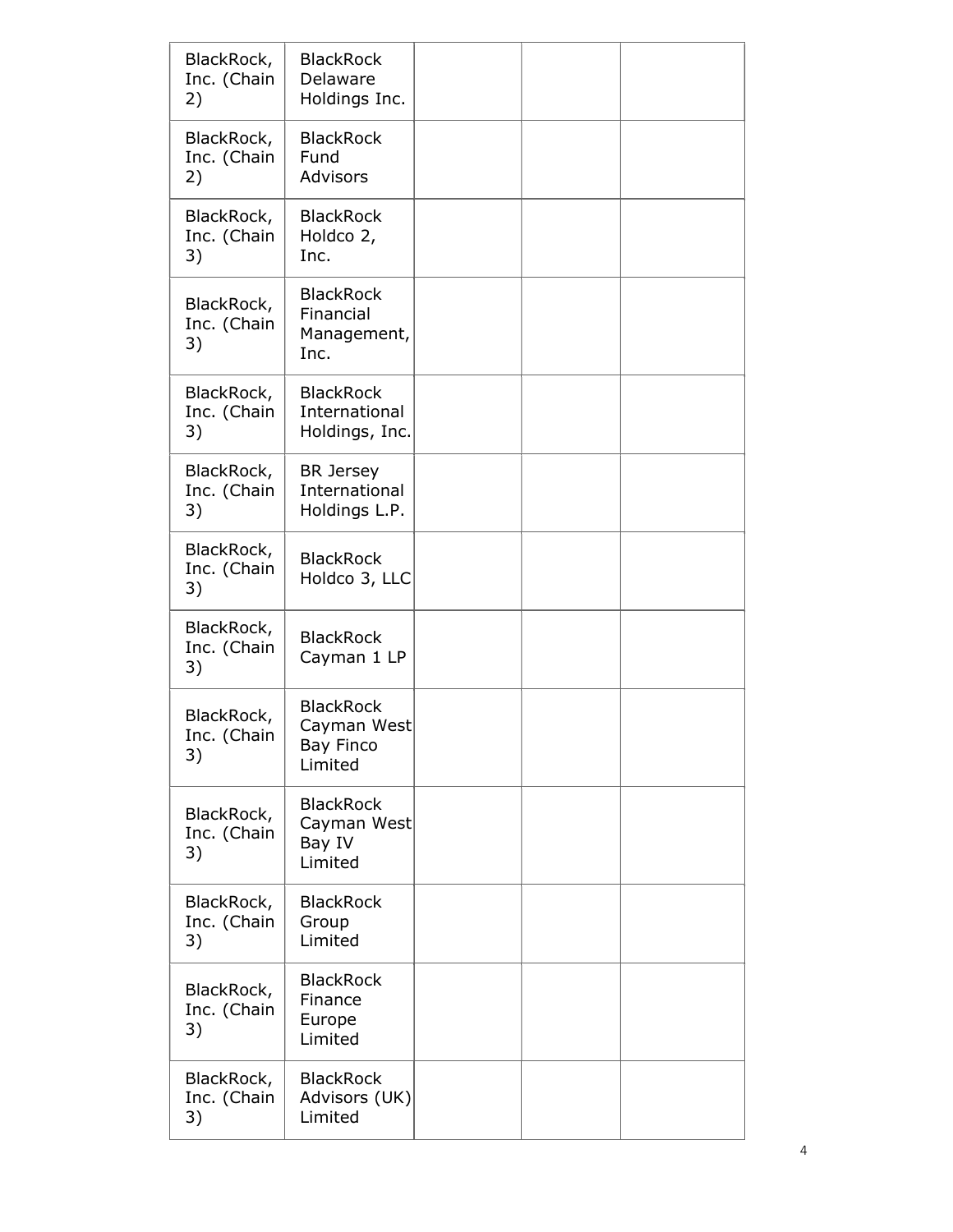| | | | | |
|---|---|---|---|---|
| BlackRock, Inc. (Chain 2) | BlackRock Delaware Holdings Inc. | | | |
| BlackRock, Inc. (Chain 2) | BlackRock Fund Advisors | | | |
| BlackRock, Inc. (Chain 3) | BlackRock Holdco 2, Inc. | | | |
| BlackRock, Inc. (Chain 3) | BlackRock Financial Management, Inc. | | | |
| BlackRock, Inc. (Chain 3) | BlackRock International Holdings, Inc. | | | |
| BlackRock, Inc. (Chain 3) | BR Jersey International Holdings L.P. | | | |
| BlackRock, Inc. (Chain 3) | BlackRock Holdco 3, LLC | | | |
| BlackRock, Inc. (Chain 3) | BlackRock Cayman 1 LP | | | |
| BlackRock, Inc. (Chain 3) | BlackRock Cayman West Bay Finco Limited | | | |
| BlackRock, Inc. (Chain 3) | BlackRock Cayman West Bay IV Limited | | | |
| BlackRock, Inc. (Chain 3) | BlackRock Group Limited | | | |
| BlackRock, Inc. (Chain 3) | BlackRock Finance Europe Limited | | | |
| BlackRock, Inc. (Chain 3) | BlackRock Advisors (UK) Limited | | | |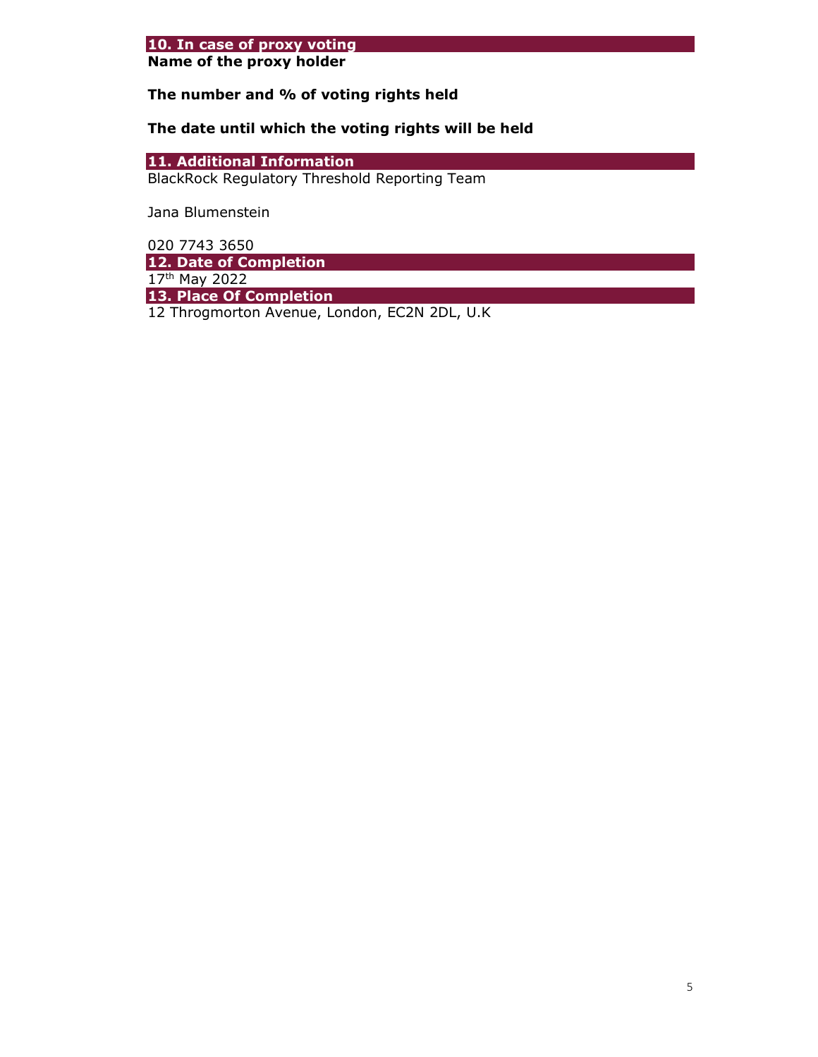## 10. In case of proxy voting

**Name of the proxy holder**

**The number and % of voting rights held**

**The date until which the voting rights will be held**

## 11. Additional Information

BlackRock Regulatory Threshold Reporting Team

Jana Blumenstein

020 7743 3650

## 12. Date of Completion

17th May 2022

## 13. Place Of Completion

12 Throgmorton Avenue, London, EC2N 2DL, U.K